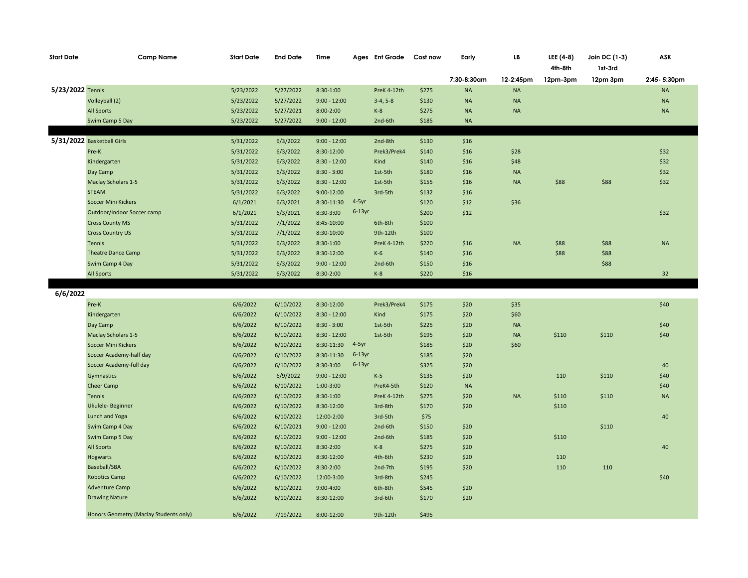| Start Date | Camp Name | Start Date | End Date | Time | Ages | Ent Grade | Cost now | Early | LB | LEE (4-8) 4th-8th | Join DC (1-3) 1st-3rd | ASK |
|---|---|---|---|---|---|---|---|---|---|---|---|---|
| | | | | | | | | 7:30-8:30am | 12-2:45pm | 12pm-3pm | 12pm 3pm | 2:45- 5:30pm |
| 5/23/2022 | Tennis | 5/23/2022 | 5/27/2022 | 8:30-1:00 | | PreK 4-12th | $275 | NA | NA | | | NA |
| | Volleyball (2) | 5/23/2022 | 5/27/2022 | 9:00 - 12:00 | | 3-4, 5-8 | $130 | NA | NA | | | NA |
| | All Sports | 5/23/2022 | 5/27/2021 | 8:00-2:00 | | K-8 | $275 | NA | NA | | | NA |
| | Swim Camp 5 Day | 5/23/2022 | 5/27/2022 | 9:00 - 12:00 | | 2nd-6th | $185 | NA | | | | |
| 5/31/2022 | Basketball Girls | 5/31/2022 | 6/3/2022 | 9:00 - 12:00 | | 2nd-8th | $130 | $16 | | | | |
| | Pre-K | 5/31/2022 | 6/3/2022 | 8:30-12:00 | | Prek3/Prek4 | $140 | $16 | $28 | | | $32 |
| | Kindergarten | 5/31/2022 | 6/3/2022 | 8:30 - 12:00 | | Kind | $140 | $16 | $48 | | | $32 |
| | Day Camp | 5/31/2022 | 6/3/2022 | 8:30 - 3:00 | | 1st-5th | $180 | $16 | NA | | | $32 |
| | Maclay Scholars 1-5 | 5/31/2022 | 6/3/2022 | 8:30 - 12:00 | | 1st-5th | $155 | $16 | NA | $88 | $88 | $32 |
| | STEAM | 5/31/2022 | 6/3/2022 | 9:00-12:00 | | 3rd-5th | $132 | $16 | | | | |
| | Soccer Mini Kickers | 6/1/2021 | 6/3/2021 | 8:30-11:30 | 4-5yr | | $120 | $12 | $36 | | | |
| | Outdoor/Indoor Soccer camp | 6/1/2021 | 6/3/2021 | 8:30-3:00 | 6-13yr | | $200 | $12 | | | | $32 |
| | Cross County MS | 5/31/2022 | 7/1/2022 | 8:45-10:00 | | 6th-8th | $100 | | | | | |
| | Cross Country US | 5/31/2022 | 7/1/2022 | 8:30-10:00 | | 9th-12th | $100 | | | | | |
| | Tennis | 5/31/2022 | 6/3/2022 | 8:30-1:00 | | PreK 4-12th | $220 | $16 | NA | $88 | $88 | NA |
| | Theatre Dance Camp | 5/31/2022 | 6/3/2022 | 8:30-12:00 | | K-6 | $140 | $16 | | $88 | $88 | |
| | Swim Camp 4 Day | 5/31/2022 | 6/3/2022 | 9:00 - 12:00 | | 2nd-6th | $150 | $16 | | | $88 | |
| | All Sports | 5/31/2022 | 6/3/2022 | 8:30-2:00 | | K-8 | $220 | $16 | | | | 32 |
| 6/6/2022 | | | | | | | | | | | | |
| | Pre-K | 6/6/2022 | 6/10/2022 | 8:30-12:00 | | Prek3/Prek4 | $175 | $20 | $35 | | | $40 |
| | Kindergarten | 6/6/2022 | 6/10/2022 | 8:30 - 12:00 | | Kind | $175 | $20 | $60 | | | |
| | Day Camp | 6/6/2022 | 6/10/2022 | 8:30 - 3:00 | | 1st-5th | $225 | $20 | NA | | | $40 |
| | Maclay Scholars 1-5 | 6/6/2022 | 6/10/2022 | 8:30 - 12:00 | | 1st-5th | $195 | $20 | NA | $110 | $110 | $40 |
| | Soccer Mini Kickers | 6/6/2022 | 6/10/2022 | 8:30-11:30 | 4-5yr | | $185 | $20 | $60 | | | |
| | Soccer Academy-half day | 6/6/2022 | 6/10/2022 | 8:30-11:30 | 6-13yr | | $185 | $20 | | | | |
| | Soccer Academy-full day | 6/6/2022 | 6/10/2022 | 8:30-3:00 | 6-13yr | | $325 | $20 | | | | 40 |
| | Gymnastics | 6/6/2022 | 6/9/2022 | 9:00 - 12:00 | | K-5 | $135 | $20 | | 110 | $110 | $40 |
| | Cheer Camp | 6/6/2022 | 6/10/2022 | 1:00-3:00 | | PreK4-5th | $120 | NA | | | | $40 |
| | Tennis | 6/6/2022 | 6/10/2022 | 8:30-1:00 | | PreK 4-12th | $275 | $20 | NA | $110 | $110 | NA |
| | Ukulele- Beginner | 6/6/2022 | 6/10/2022 | 8:30-12:00 | | 3rd-8th | $170 | $20 | | $110 | | |
| | Lunch and Yoga | 6/6/2022 | 6/10/2022 | 12:00-2:00 | | 3rd-5th | $75 | | | | | 40 |
| | Swim Camp 4 Day | 6/6/2022 | 6/10/2021 | 9:00 - 12:00 | | 2nd-6th | $150 | $20 | | | $110 | |
| | Swim Camp 5 Day | 6/6/2022 | 6/10/2022 | 9:00 - 12:00 | | 2nd-6th | $185 | $20 | | $110 | | |
| | All Sports | 6/6/2022 | 6/10/2022 | 8:30-2:00 | | K-8 | $275 | $20 | | | | 40 |
| | Hogwarts | 6/6/2022 | 6/10/2022 | 8:30-12:00 | | 4th-6th | $230 | $20 | | 110 | | |
| | Baseball/SBA | 6/6/2022 | 6/10/2022 | 8:30-2:00 | | 2nd-7th | $195 | $20 | | 110 | 110 | |
| | Robotics Camp | 6/6/2022 | 6/10/2022 | 12:00-3:00 | | 3rd-8th | $245 | | | | | $40 |
| | Adventure Camp | 6/6/2022 | 6/10/2022 | 9:00-4:00 | | 6th-8th | $545 | $20 | | | | |
| | Drawing Nature | 6/6/2022 | 6/10/2022 | 8:30-12:00 | | 3rd-6th | $170 | $20 | | | | |
| | Honors Geometry (Maclay Students only) | 6/6/2022 | 7/19/2022 | 8:00-12:00 | | 9th-12th | $495 | | | | | |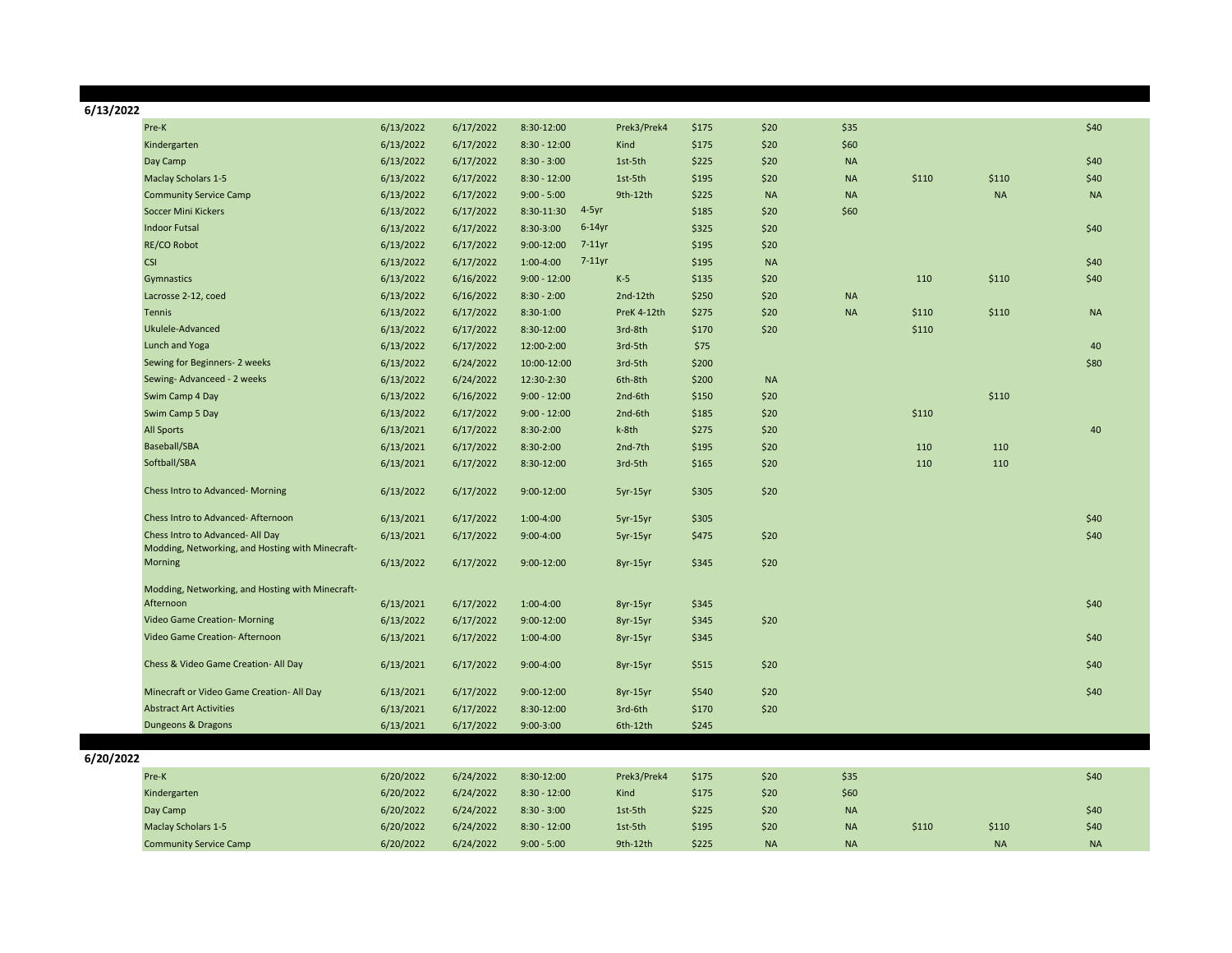**6/13/2022**

| | | | | | | | | | | | |
|---|---|---|---|---|---|---|---|---|---|---|---|
| Pre-K | 6/13/2022 | 6/17/2022 | 8:30-12:00 | | Prek3/Prek4 | $175 | $20 | $35 | | | $40 |
| Kindergarten | 6/13/2022 | 6/17/2022 | 8:30 - 12:00 | | Kind | $175 | $20 | $60 | | | |
| Day Camp | 6/13/2022 | 6/17/2022 | 8:30 - 3:00 | | 1st-5th | $225 | $20 | NA | | | $40 |
| Maclay Scholars 1-5 | 6/13/2022 | 6/17/2022 | 8:30 - 12:00 | | 1st-5th | $195 | $20 | NA | $110 | $110 | $40 |
| Community Service Camp | 6/13/2022 | 6/17/2022 | 9:00 - 5:00 | | 9th-12th | $225 | NA | NA | | NA | NA |
| Soccer Mini Kickers | 6/13/2022 | 6/17/2022 | 8:30-11:30 | 4-5yr | | $185 | $20 | $60 | | | |
| Indoor Futsal | 6/13/2022 | 6/17/2022 | 8:30-3:00 | 6-14yr | | $325 | $20 | | | | $40 |
| RE/CO Robot | 6/13/2022 | 6/17/2022 | 9:00-12:00 | 7-11yr | | $195 | $20 | | | | |
| CSI | 6/13/2022 | 6/17/2022 | 1:00-4:00 | 7-11yr | | $195 | NA | | | | $40 |
| Gymnastics | 6/13/2022 | 6/16/2022 | 9:00 - 12:00 | | K-5 | $135 | $20 | | 110 | $110 | $40 |
| Lacrosse 2-12, coed | 6/13/2022 | 6/16/2022 | 8:30 - 2:00 | | 2nd-12th | $250 | $20 | NA | | | |
| Tennis | 6/13/2022 | 6/17/2022 | 8:30-1:00 | | PreK 4-12th | $275 | $20 | NA | $110 | $110 | NA |
| Ukulele-Advanced | 6/13/2022 | 6/17/2022 | 8:30-12:00 | | 3rd-8th | $170 | $20 | | $110 | | |
| Lunch and Yoga | 6/13/2022 | 6/17/2022 | 12:00-2:00 | | 3rd-5th | $75 | | | | | 40 |
| Sewing for Beginners- 2 weeks | 6/13/2022 | 6/24/2022 | 10:00-12:00 | | 3rd-5th | $200 | | | | | $80 |
| Sewing- Advanceed - 2 weeks | 6/13/2022 | 6/24/2022 | 12:30-2:30 | | 6th-8th | $200 | NA | | | | |
| Swim Camp 4 Day | 6/13/2022 | 6/16/2022 | 9:00 - 12:00 | | 2nd-6th | $150 | $20 | | | $110 | |
| Swim Camp 5 Day | 6/13/2022 | 6/17/2022 | 9:00 - 12:00 | | 2nd-6th | $185 | $20 | | $110 | | |
| All Sports | 6/13/2021 | 6/17/2022 | 8:30-2:00 | | k-8th | $275 | $20 | | | | 40 |
| Baseball/SBA | 6/13/2021 | 6/17/2022 | 8:30-2:00 | | 2nd-7th | $195 | $20 | | 110 | 110 | |
| Softball/SBA | 6/13/2021 | 6/17/2022 | 8:30-12:00 | | 3rd-5th | $165 | $20 | | 110 | 110 | |
| Chess Intro to Advanced- Morning | 6/13/2022 | 6/17/2022 | 9:00-12:00 | | 5yr-15yr | $305 | $20 | | | | |
| Chess Intro to Advanced- Afternoon | 6/13/2021 | 6/17/2022 | 1:00-4:00 | | 5yr-15yr | $305 | | | | | $40 |
| Chess Intro to Advanced- All Day | 6/13/2021 | 6/17/2022 | 9:00-4:00 | | 5yr-15yr | $475 | $20 | | | | $40 |
| Modding, Networking, and Hosting with Minecraft- Morning | 6/13/2022 | 6/17/2022 | 9:00-12:00 | | 8yr-15yr | $345 | $20 | | | | |
| Modding, Networking, and Hosting with Minecraft- Afternoon | 6/13/2021 | 6/17/2022 | 1:00-4:00 | | 8yr-15yr | $345 | | | | | $40 |
| Video Game Creation- Morning | 6/13/2022 | 6/17/2022 | 9:00-12:00 | | 8yr-15yr | $345 | $20 | | | | |
| Video Game Creation- Afternoon | 6/13/2021 | 6/17/2022 | 1:00-4:00 | | 8yr-15yr | $345 | | | | | $40 |
| Chess & Video Game Creation- All Day | 6/13/2021 | 6/17/2022 | 9:00-4:00 | | 8yr-15yr | $515 | $20 | | | | $40 |
| Minecraft or Video Game Creation- All Day | 6/13/2021 | 6/17/2022 | 9:00-12:00 | | 8yr-15yr | $540 | $20 | | | | $40 |
| Abstract Art Activities | 6/13/2021 | 6/17/2022 | 8:30-12:00 | | 3rd-6th | $170 | $20 | | | | |
| Dungeons & Dragons | 6/13/2021 | 6/17/2022 | 9:00-3:00 | | 6th-12th | $245 | | | | | |

**6/20/2022**

| | | | | | | | | | | |
|---|---|---|---|---|---|---|---|---|---|---|
| Pre-K | 6/20/2022 | 6/24/2022 | 8:30-12:00 | Prek3/Prek4 | $175 | $20 | $35 | | | $40 |
| Kindergarten | 6/20/2022 | 6/24/2022 | 8:30 - 12:00 | Kind | $175 | $20 | $60 | | | |
| Day Camp | 6/20/2022 | 6/24/2022 | 8:30 - 3:00 | 1st-5th | $225 | $20 | NA | | | $40 |
| Maclay Scholars 1-5 | 6/20/2022 | 6/24/2022 | 8:30 - 12:00 | 1st-5th | $195 | $20 | NA | $110 | $110 | $40 |
| Community Service Camp | 6/20/2022 | 6/24/2022 | 9:00 - 5:00 | 9th-12th | $225 | NA | NA | | NA | NA |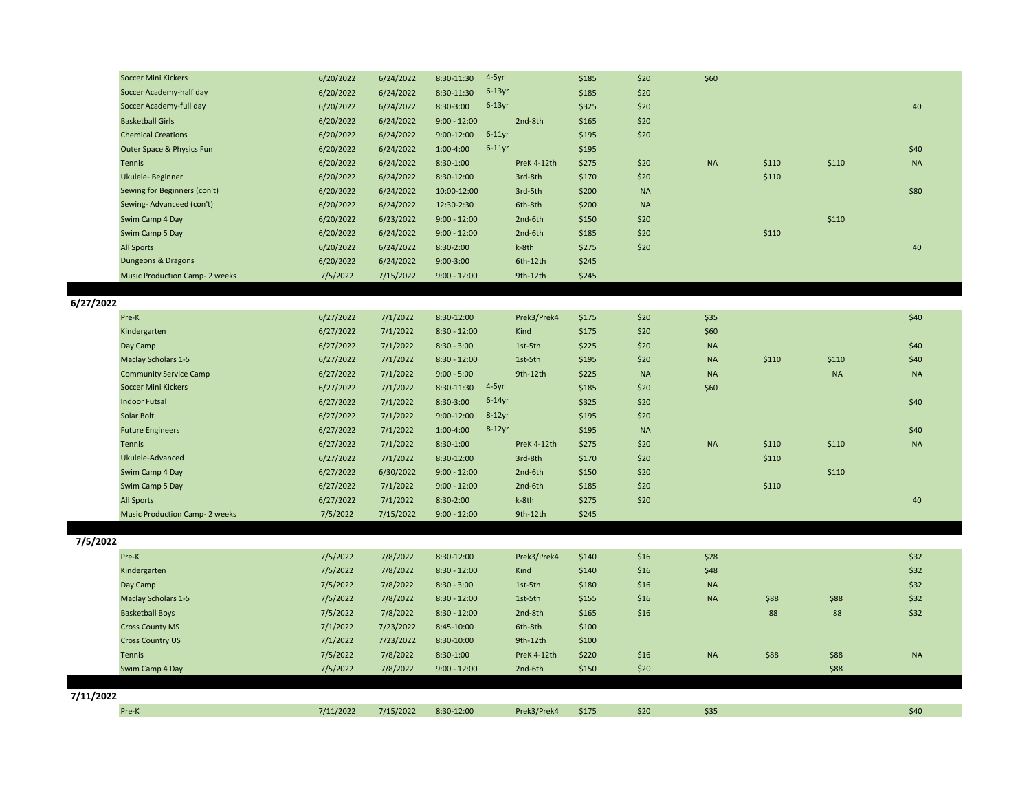| | Camp | Start | End | Time | Age | Grade | Price | Fee | Col A | Col B | Col C | Col D |
|---|---|---|---|---|---|---|---|---|---|---|---|---|
| | Soccer Mini Kickers | 6/20/2022 | 6/24/2022 | 8:30-11:30 | 4-5yr | | $185 | $20 | $60 | | | |
| | Soccer Academy-half day | 6/20/2022 | 6/24/2022 | 8:30-11:30 | 6-13yr | | $185 | $20 | | | | |
| | Soccer Academy-full day | 6/20/2022 | 6/24/2022 | 8:30-3:00 | 6-13yr | | $325 | $20 | | | | 40 |
| | Basketball Girls | 6/20/2022 | 6/24/2022 | 9:00 - 12:00 | | 2nd-8th | $165 | $20 | | | | |
| | Chemical Creations | 6/20/2022 | 6/24/2022 | 9:00-12:00 | 6-11yr | | $195 | $20 | | | | |
| | Outer Space & Physics Fun | 6/20/2022 | 6/24/2022 | 1:00-4:00 | 6-11yr | | $195 | | | | | $40 |
| | Tennis | 6/20/2022 | 6/24/2022 | 8:30-1:00 | | PreK 4-12th | $275 | $20 | NA | $110 | $110 | NA |
| | Ukulele- Beginner | 6/20/2022 | 6/24/2022 | 8:30-12:00 | | 3rd-8th | $170 | $20 | | $110 | | |
| | Sewing for Beginners (con't) | 6/20/2022 | 6/24/2022 | 10:00-12:00 | | 3rd-5th | $200 | NA | | | | $80 |
| | Sewing- Advanceed (con't) | 6/20/2022 | 6/24/2022 | 12:30-2:30 | | 6th-8th | $200 | NA | | | | |
| | Swim Camp 4 Day | 6/20/2022 | 6/23/2022 | 9:00 - 12:00 | | 2nd-6th | $150 | $20 | | | $110 | |
| | Swim Camp 5 Day | 6/20/2022 | 6/24/2022 | 9:00 - 12:00 | | 2nd-6th | $185 | $20 | | $110 | | |
| | All Sports | 6/20/2022 | 6/24/2022 | 8:30-2:00 | | k-8th | $275 | $20 | | | | 40 |
| | Dungeons & Dragons | 6/20/2022 | 6/24/2022 | 9:00-3:00 | | 6th-12th | $245 | | | | | |
| | Music Production Camp- 2 weeks | 7/5/2022 | 7/15/2022 | 9:00 - 12:00 | | 9th-12th | $245 | | | | | |
| **6/27/2022** | | | | | | | | | | | | |
| | Pre-K | 6/27/2022 | 7/1/2022 | 8:30-12:00 | | Prek3/Prek4 | $175 | $20 | $35 | | | $40 |
| | Kindergarten | 6/27/2022 | 7/1/2022 | 8:30 - 12:00 | | Kind | $175 | $20 | $60 | | | |
| | Day Camp | 6/27/2022 | 7/1/2022 | 8:30 - 3:00 | | 1st-5th | $225 | $20 | NA | | | $40 |
| | Maclay Scholars 1-5 | 6/27/2022 | 7/1/2022 | 8:30 - 12:00 | | 1st-5th | $195 | $20 | NA | $110 | $110 | $40 |
| | Community Service Camp | 6/27/2022 | 7/1/2022 | 9:00 - 5:00 | | 9th-12th | $225 | NA | NA | | NA | NA |
| | Soccer Mini Kickers | 6/27/2022 | 7/1/2022 | 8:30-11:30 | 4-5yr | | $185 | $20 | $60 | | | |
| | Indoor Futsal | 6/27/2022 | 7/1/2022 | 8:30-3:00 | 6-14yr | | $325 | $20 | | | | $40 |
| | Solar Bolt | 6/27/2022 | 7/1/2022 | 9:00-12:00 | 8-12yr | | $195 | $20 | | | | |
| | Future Engineers | 6/27/2022 | 7/1/2022 | 1:00-4:00 | 8-12yr | | $195 | NA | | | | $40 |
| | Tennis | 6/27/2022 | 7/1/2022 | 8:30-1:00 | | PreK 4-12th | $275 | $20 | NA | $110 | $110 | NA |
| | Ukulele-Advanced | 6/27/2022 | 7/1/2022 | 8:30-12:00 | | 3rd-8th | $170 | $20 | | $110 | | |
| | Swim Camp 4 Day | 6/27/2022 | 6/30/2022 | 9:00 - 12:00 | | 2nd-6th | $150 | $20 | | | $110 | |
| | Swim Camp 5 Day | 6/27/2022 | 7/1/2022 | 9:00 - 12:00 | | 2nd-6th | $185 | $20 | | $110 | | |
| | All Sports | 6/27/2022 | 7/1/2022 | 8:30-2:00 | | k-8th | $275 | $20 | | | | 40 |
| | Music Production Camp- 2 weeks | 7/5/2022 | 7/15/2022 | 9:00 - 12:00 | | 9th-12th | $245 | | | | | |
| **7/5/2022** | | | | | | | | | | | | |
| | Pre-K | 7/5/2022 | 7/8/2022 | 8:30-12:00 | | Prek3/Prek4 | $140 | $16 | $28 | | | $32 |
| | Kindergarten | 7/5/2022 | 7/8/2022 | 8:30 - 12:00 | | Kind | $140 | $16 | $48 | | | $32 |
| | Day Camp | 7/5/2022 | 7/8/2022 | 8:30 - 3:00 | | 1st-5th | $180 | $16 | NA | | | $32 |
| | Maclay Scholars 1-5 | 7/5/2022 | 7/8/2022 | 8:30 - 12:00 | | 1st-5th | $155 | $16 | NA | $88 | $88 | $32 |
| | Basketball Boys | 7/5/2022 | 7/8/2022 | 8:30 - 12:00 | | 2nd-8th | $165 | $16 | | 88 | 88 | $32 |
| | Cross County MS | 7/1/2022 | 7/23/2022 | 8:45-10:00 | | 6th-8th | $100 | | | | | |
| | Cross Country US | 7/1/2022 | 7/23/2022 | 8:30-10:00 | | 9th-12th | $100 | | | | | |
| | Tennis | 7/5/2022 | 7/8/2022 | 8:30-1:00 | | PreK 4-12th | $220 | $16 | NA | $88 | $88 | NA |
| | Swim Camp 4 Day | 7/5/2022 | 7/8/2022 | 9:00 - 12:00 | | 2nd-6th | $150 | $20 | | | $88 | |
| **7/11/2022** | | | | | | | | | | | | |
| | Pre-K | 7/11/2022 | 7/15/2022 | 8:30-12:00 | | Prek3/Prek4 | $175 | $20 | $35 | | | $40 |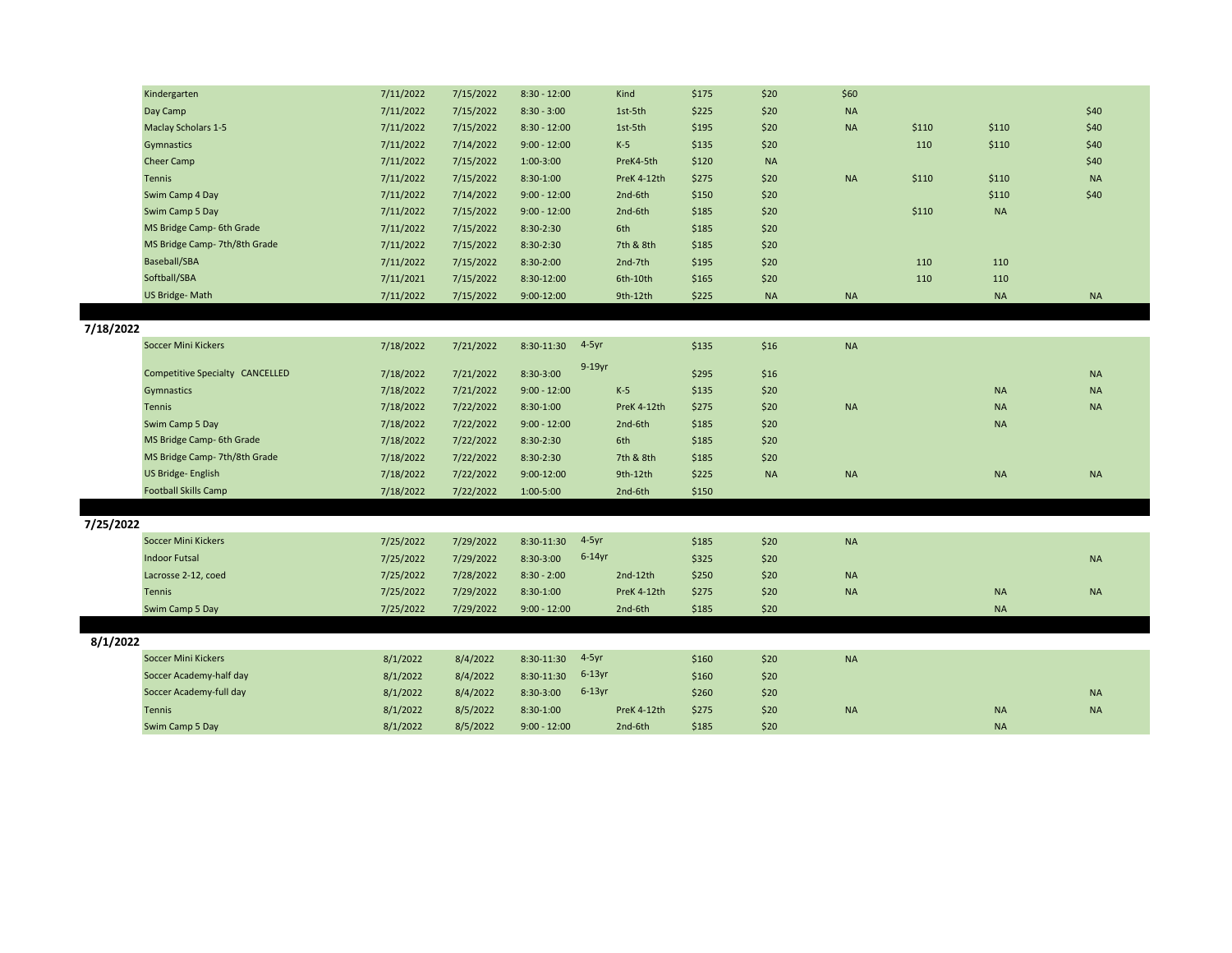| | | | | | | | | | | | | |
|---|---|---|---|---|---|---|---|---|---|---|---|---|
| | Kindergarten | 7/11/2022 | 7/15/2022 | 8:30 - 12:00 | | Kind | $175 | $20 | $60 | | | |
| | Day Camp | 7/11/2022 | 7/15/2022 | 8:30 - 3:00 | | 1st-5th | $225 | $20 | NA | | | $40 |
| | Maclay Scholars 1-5 | 7/11/2022 | 7/15/2022 | 8:30 - 12:00 | | 1st-5th | $195 | $20 | NA | $110 | $110 | $40 |
| | Gymnastics | 7/11/2022 | 7/14/2022 | 9:00 - 12:00 | | K-5 | $135 | $20 | | 110 | $110 | $40 |
| | Cheer Camp | 7/11/2022 | 7/15/2022 | 1:00-3:00 | | PreK4-5th | $120 | NA | | | | $40 |
| | Tennis | 7/11/2022 | 7/15/2022 | 8:30-1:00 | | PreK 4-12th | $275 | $20 | NA | $110 | $110 | NA |
| | Swim Camp 4 Day | 7/11/2022 | 7/14/2022 | 9:00 - 12:00 | | 2nd-6th | $150 | $20 | | | $110 | $40 |
| | Swim Camp 5 Day | 7/11/2022 | 7/15/2022 | 9:00 - 12:00 | | 2nd-6th | $185 | $20 | | $110 | NA | |
| | MS Bridge Camp- 6th Grade | 7/11/2022 | 7/15/2022 | 8:30-2:30 | | 6th | $185 | $20 | | | | |
| | MS Bridge Camp- 7th/8th Grade | 7/11/2022 | 7/15/2022 | 8:30-2:30 | | 7th & 8th | $185 | $20 | | | | |
| | Baseball/SBA | 7/11/2022 | 7/15/2022 | 8:30-2:00 | | 2nd-7th | $195 | $20 | | 110 | 110 | |
| | Softball/SBA | 7/11/2021 | 7/15/2022 | 8:30-12:00 | | 6th-10th | $165 | $20 | | 110 | 110 | |
| | US Bridge- Math | 7/11/2022 | 7/15/2022 | 9:00-12:00 | | 9th-12th | $225 | NA | NA | | NA | NA |
| **7/18/2022** | | | | | | | | | | | | |
| | Soccer Mini Kickers | 7/18/2022 | 7/21/2022 | 8:30-11:30 | 4-5yr | | $135 | $16 | NA | | | |
| | Competitive Specialty CANCELLED | 7/18/2022 | 7/21/2022 | 8:30-3:00 | 9-19yr | | $295 | $16 | | | | NA |
| | Gymnastics | 7/18/2022 | 7/21/2022 | 9:00 - 12:00 | | K-5 | $135 | $20 | | | NA | NA |
| | Tennis | 7/18/2022 | 7/22/2022 | 8:30-1:00 | | PreK 4-12th | $275 | $20 | NA | | NA | NA |
| | Swim Camp 5 Day | 7/18/2022 | 7/22/2022 | 9:00 - 12:00 | | 2nd-6th | $185 | $20 | | | NA | |
| | MS Bridge Camp- 6th Grade | 7/18/2022 | 7/22/2022 | 8:30-2:30 | | 6th | $185 | $20 | | | | |
| | MS Bridge Camp- 7th/8th Grade | 7/18/2022 | 7/22/2022 | 8:30-2:30 | | 7th & 8th | $185 | $20 | | | | |
| | US Bridge- English | 7/18/2022 | 7/22/2022 | 9:00-12:00 | | 9th-12th | $225 | NA | NA | | NA | NA |
| | Football Skills Camp | 7/18/2022 | 7/22/2022 | 1:00-5:00 | | 2nd-6th | $150 | | | | | |
| **7/25/2022** | | | | | | | | | | | | |
| | Soccer Mini Kickers | 7/25/2022 | 7/29/2022 | 8:30-11:30 | 4-5yr | | $185 | $20 | NA | | | |
| | Indoor Futsal | 7/25/2022 | 7/29/2022 | 8:30-3:00 | 6-14yr | | $325 | $20 | | | | NA |
| | Lacrosse 2-12, coed | 7/25/2022 | 7/28/2022 | 8:30 - 2:00 | | 2nd-12th | $250 | $20 | NA | | | |
| | Tennis | 7/25/2022 | 7/29/2022 | 8:30-1:00 | | PreK 4-12th | $275 | $20 | NA | | NA | NA |
| | Swim Camp 5 Day | 7/25/2022 | 7/29/2022 | 9:00 - 12:00 | | 2nd-6th | $185 | $20 | | | NA | |
| **8/1/2022** | | | | | | | | | | | | |
| | Soccer Mini Kickers | 8/1/2022 | 8/4/2022 | 8:30-11:30 | 4-5yr | | $160 | $20 | NA | | | |
| | Soccer Academy-half day | 8/1/2022 | 8/4/2022 | 8:30-11:30 | 6-13yr | | $160 | $20 | | | | |
| | Soccer Academy-full day | 8/1/2022 | 8/4/2022 | 8:30-3:00 | 6-13yr | | $260 | $20 | | | | NA |
| | Tennis | 8/1/2022 | 8/5/2022 | 8:30-1:00 | | PreK 4-12th | $275 | $20 | NA | | NA | NA |
| | Swim Camp 5 Day | 8/1/2022 | 8/5/2022 | 9:00 - 12:00 | | 2nd-6th | $185 | $20 | | | NA | |